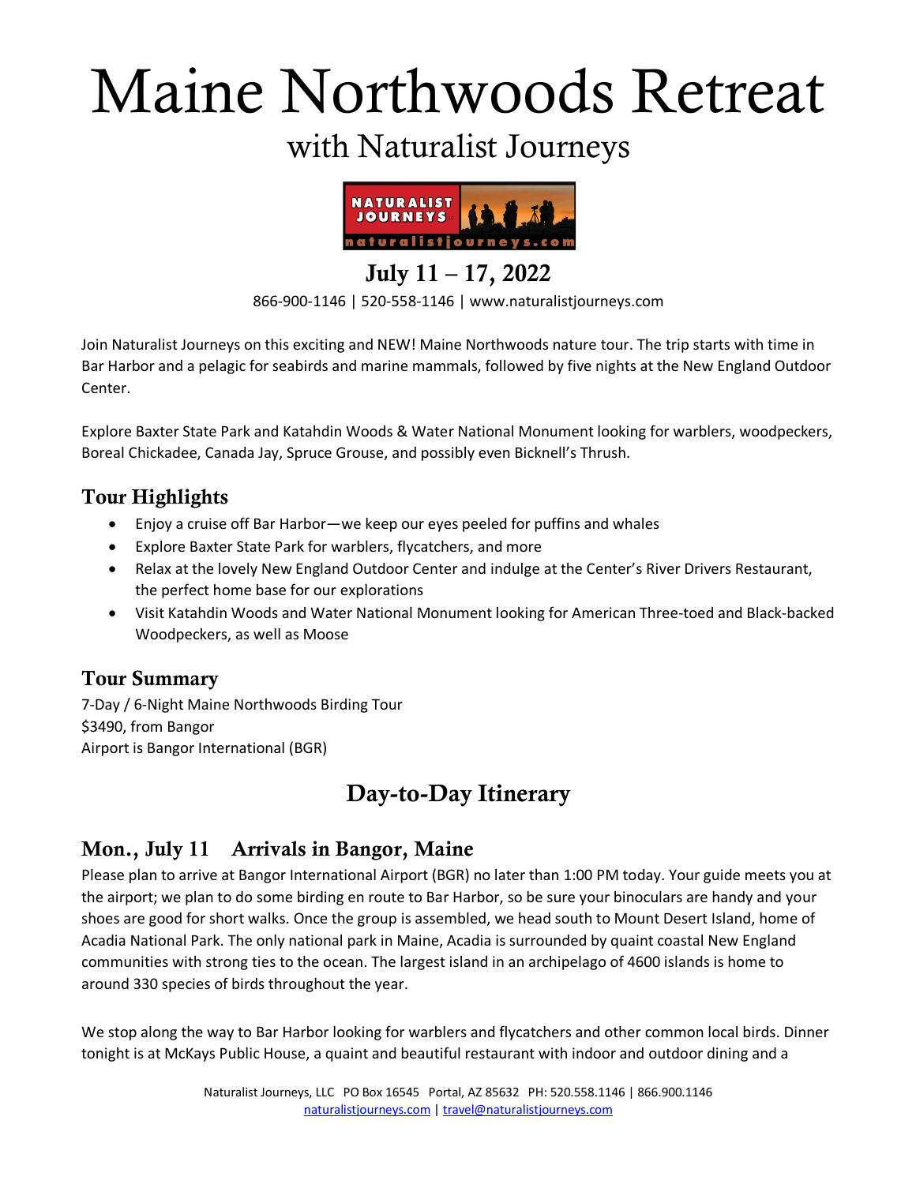# Maine Northwoods Retreat

## with Naturalist Journeys

**July 11 – 17, 2022**

866-900-1146 | 520-558-1146 | www.naturalistjourneys.com

Join Naturalist Journeys on this exciting and NEW! Maine Northwoods nature tour. The trip starts with time in Bar Harbor and a pelagic for seabirds and marine mammals, followed by five nights at the New England Outdoor Center.

Explore Baxter State Park and Katahdin Woods & Water National Monument looking for warblers, woodpeckers, Boreal Chickadee, Canada Jay, Spruce Grouse, and possibly even Bicknell's Thrush.

## Tour Highlights

- Enjoy a cruise off Bar Harbor—we keep our eyes peeled for puffins and whales
- Explore Baxter State Park for warblers, flycatchers, and more
- Relax at the lovely New England Outdoor Center and indulge at the Center's River Drivers Restaurant, the perfect home base for our explorations
- Visit Katahdin Woods and Water National Monument looking for American Three-toed and Black-backed Woodpeckers, as well as Moose

## Tour Summary

7-Day / 6-Night Maine Northwoods Birding Tour
$3490, from Bangor
Airport is Bangor International (BGR)

## Day-to-Day Itinerary

### Mon., July 11 Arrivals in Bangor, Maine

Please plan to arrive at Bangor International Airport (BGR) no later than 1:00 PM today. Your guide meets you at the airport; we plan to do some birding en route to Bar Harbor, so be sure your binoculars are handy and your shoes are good for short walks. Once the group is assembled, we head south to Mount Desert Island, home of Acadia National Park. The only national park in Maine, Acadia is surrounded by quaint coastal New England communities with strong ties to the ocean. The largest island in an archipelago of 4600 islands is home to around 330 species of birds throughout the year.

We stop along the way to Bar Harbor looking for warblers and flycatchers and other common local birds. Dinner tonight is at McKays Public House, a quaint and beautiful restaurant with indoor and outdoor dining and a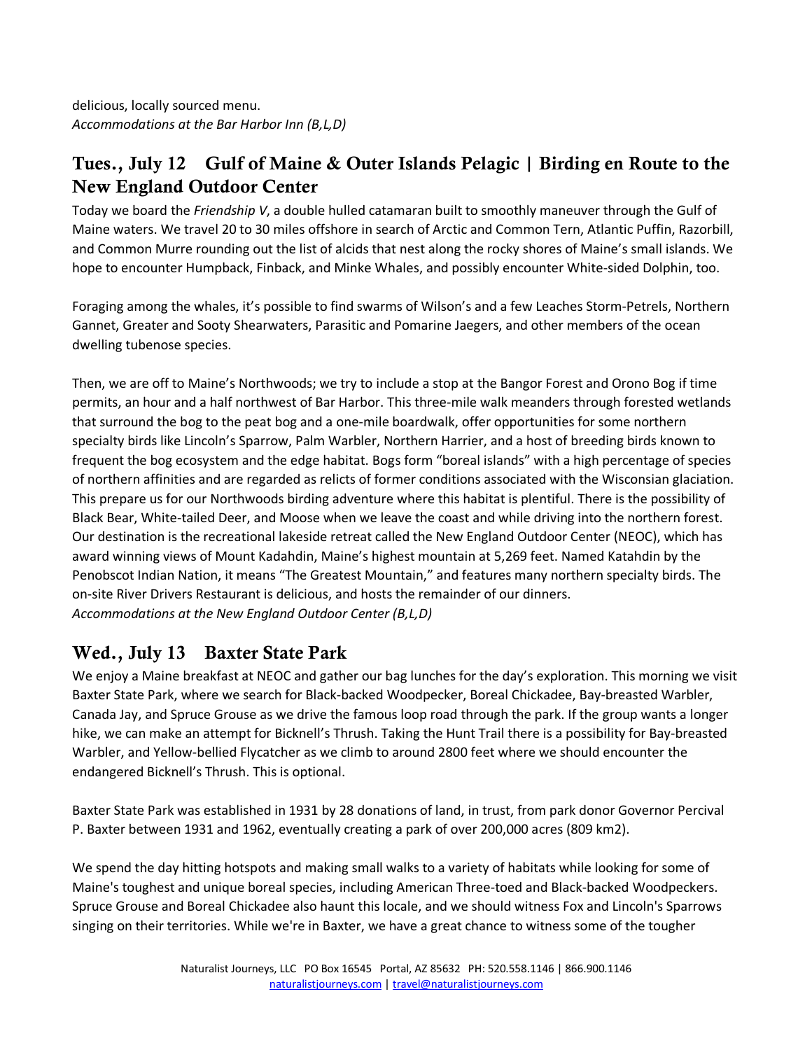delicious, locally sourced menu.
*Accommodations at the Bar Harbor Inn (B,L,D)*

## Tues., July 12 Gulf of Maine & Outer Islands Pelagic | Birding en Route to the New England Outdoor Center

Today we board the *Friendship V*, a double hulled catamaran built to smoothly maneuver through the Gulf of Maine waters. We travel 20 to 30 miles offshore in search of Arctic and Common Tern, Atlantic Puffin, Razorbill, and Common Murre rounding out the list of alcids that nest along the rocky shores of Maine's small islands. We hope to encounter Humpback, Finback, and Minke Whales, and possibly encounter White-sided Dolphin, too.

Foraging among the whales, it's possible to find swarms of Wilson's and a few Leaches Storm-Petrels, Northern Gannet, Greater and Sooty Shearwaters, Parasitic and Pomarine Jaegers, and other members of the ocean dwelling tubenose species.

Then, we are off to Maine's Northwoods; we try to include a stop at the Bangor Forest and Orono Bog if time permits, an hour and a half northwest of Bar Harbor. This three-mile walk meanders through forested wetlands that surround the bog to the peat bog and a one-mile boardwalk, offer opportunities for some northern specialty birds like Lincoln's Sparrow, Palm Warbler, Northern Harrier, and a host of breeding birds known to frequent the bog ecosystem and the edge habitat. Bogs form "boreal islands" with a high percentage of species of northern affinities and are regarded as relicts of former conditions associated with the Wisconsian glaciation. This prepare us for our Northwoods birding adventure where this habitat is plentiful. There is the possibility of Black Bear, White-tailed Deer, and Moose when we leave the coast and while driving into the northern forest. Our destination is the recreational lakeside retreat called the New England Outdoor Center (NEOC), which has award winning views of Mount Kadahdin, Maine's highest mountain at 5,269 feet. Named Katahdin by the Penobscot Indian Nation, it means "The Greatest Mountain," and features many northern specialty birds. The on-site River Drivers Restaurant is delicious, and hosts the remainder of our dinners.
*Accommodations at the New England Outdoor Center (B,L,D)*

## Wed., July 13 Baxter State Park

We enjoy a Maine breakfast at NEOC and gather our bag lunches for the day's exploration. This morning we visit Baxter State Park, where we search for Black-backed Woodpecker, Boreal Chickadee, Bay-breasted Warbler, Canada Jay, and Spruce Grouse as we drive the famous loop road through the park. If the group wants a longer hike, we can make an attempt for Bicknell's Thrush. Taking the Hunt Trail there is a possibility for Bay-breasted Warbler, and Yellow-bellied Flycatcher as we climb to around 2800 feet where we should encounter the endangered Bicknell's Thrush. This is optional.

Baxter State Park was established in 1931 by 28 donations of land, in trust, from park donor Governor Percival P. Baxter between 1931 and 1962, eventually creating a park of over 200,000 acres (809 km2).

We spend the day hitting hotspots and making small walks to a variety of habitats while looking for some of Maine's toughest and unique boreal species, including American Three-toed and Black-backed Woodpeckers. Spruce Grouse and Boreal Chickadee also haunt this locale, and we should witness Fox and Lincoln's Sparrows singing on their territories. While we're in Baxter, we have a great chance to witness some of the tougher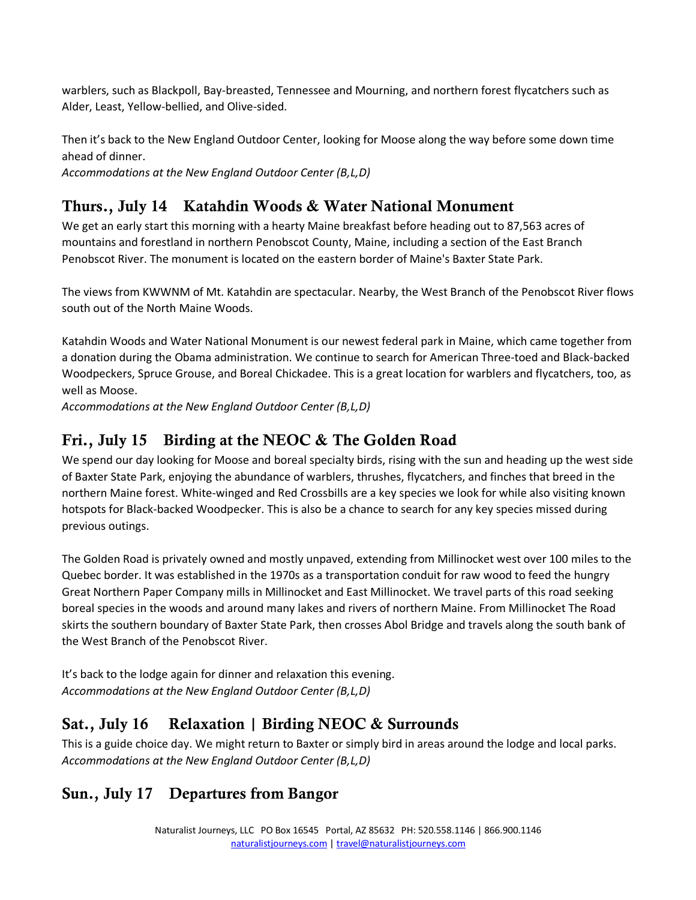warblers, such as Blackpoll, Bay-breasted, Tennessee and Mourning, and northern forest flycatchers such as Alder, Least, Yellow-bellied, and Olive-sided.

Then it's back to the New England Outdoor Center, looking for Moose along the way before some down time ahead of dinner.
*Accommodations at the New England Outdoor Center (B,L,D)*

## Thurs., July 14 Katahdin Woods & Water National Monument

We get an early start this morning with a hearty Maine breakfast before heading out to 87,563 acres of mountains and forestland in northern Penobscot County, Maine, including a section of the East Branch Penobscot River. The monument is located on the eastern border of Maine's Baxter State Park.

The views from KWWNM of Mt. Katahdin are spectacular. Nearby, the West Branch of the Penobscot River flows south out of the North Maine Woods.

Katahdin Woods and Water National Monument is our newest federal park in Maine, which came together from a donation during the Obama administration. We continue to search for American Three-toed and Black-backed Woodpeckers, Spruce Grouse, and Boreal Chickadee. This is a great location for warblers and flycatchers, too, as well as Moose.
*Accommodations at the New England Outdoor Center (B,L,D)*

## Fri., July 15 Birding at the NEOC & The Golden Road

We spend our day looking for Moose and boreal specialty birds, rising with the sun and heading up the west side of Baxter State Park, enjoying the abundance of warblers, thrushes, flycatchers, and finches that breed in the northern Maine forest. White-winged and Red Crossbills are a key species we look for while also visiting known hotspots for Black-backed Woodpecker. This is also be a chance to search for any key species missed during previous outings.

The Golden Road is privately owned and mostly unpaved, extending from Millinocket west over 100 miles to the Quebec border. It was established in the 1970s as a transportation conduit for raw wood to feed the hungry Great Northern Paper Company mills in Millinocket and East Millinocket. We travel parts of this road seeking boreal species in the woods and around many lakes and rivers of northern Maine. From Millinocket The Road skirts the southern boundary of Baxter State Park, then crosses Abol Bridge and travels along the south bank of the West Branch of the Penobscot River.

It's back to the lodge again for dinner and relaxation this evening.
*Accommodations at the New England Outdoor Center (B,L,D)*

## Sat., July 16 Relaxation | Birding NEOC & Surrounds

This is a guide choice day. We might return to Baxter or simply bird in areas around the lodge and local parks.
*Accommodations at the New England Outdoor Center (B,L,D)*

## Sun., July 17 Departures from Bangor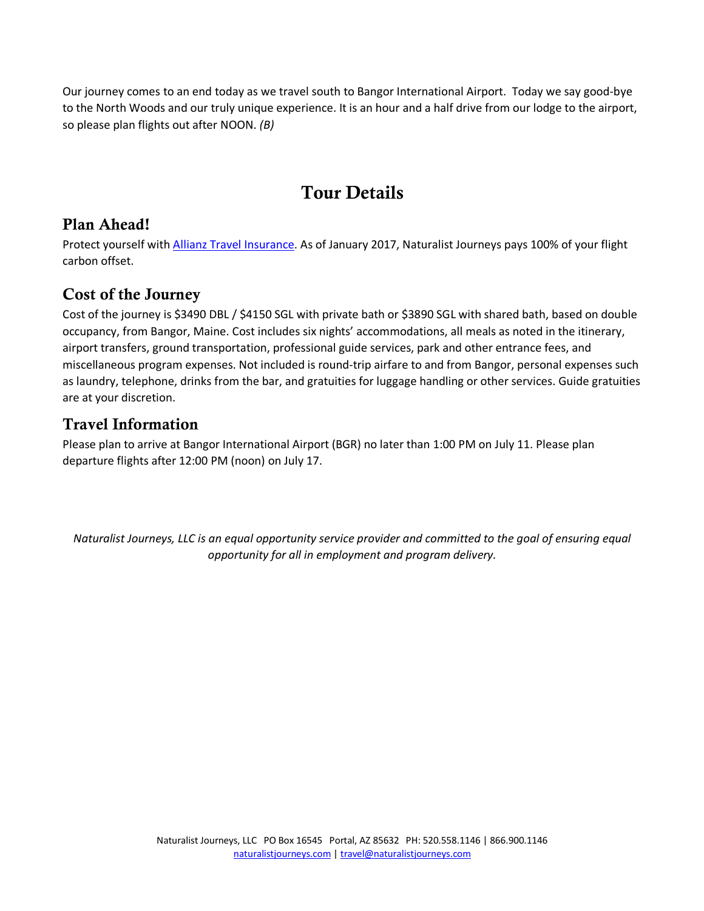Our journey comes to an end today as we travel south to Bangor International Airport. Today we say good-bye to the North Woods and our truly unique experience. It is an hour and a half drive from our lodge to the airport, so please plan flights out after NOON. *(B)*

# Tour Details

## Plan Ahead!

Protect yourself with [Allianz Travel Insurance](). As of January 2017, Naturalist Journeys pays 100% of your flight carbon offset.

## Cost of the Journey

Cost of the journey is $3490 DBL / $4150 SGL with private bath or $3890 SGL with shared bath, based on double occupancy, from Bangor, Maine. Cost includes six nights' accommodations, all meals as noted in the itinerary, airport transfers, ground transportation, professional guide services, park and other entrance fees, and miscellaneous program expenses. Not included is round-trip airfare to and from Bangor, personal expenses such as laundry, telephone, drinks from the bar, and gratuities for luggage handling or other services. Guide gratuities are at your discretion.

## Travel Information

Please plan to arrive at Bangor International Airport (BGR) no later than 1:00 PM on July 11. Please plan departure flights after 12:00 PM (noon) on July 17.

*Naturalist Journeys, LLC is an equal opportunity service provider and committed to the goal of ensuring equal opportunity for all in employment and program delivery.*

Naturalist Journeys, LLC PO Box 16545 Portal, AZ 85632 PH: 520.558.1146 | 866.900.1146
naturalistjourneys.com | travel@naturalistjourneys.com